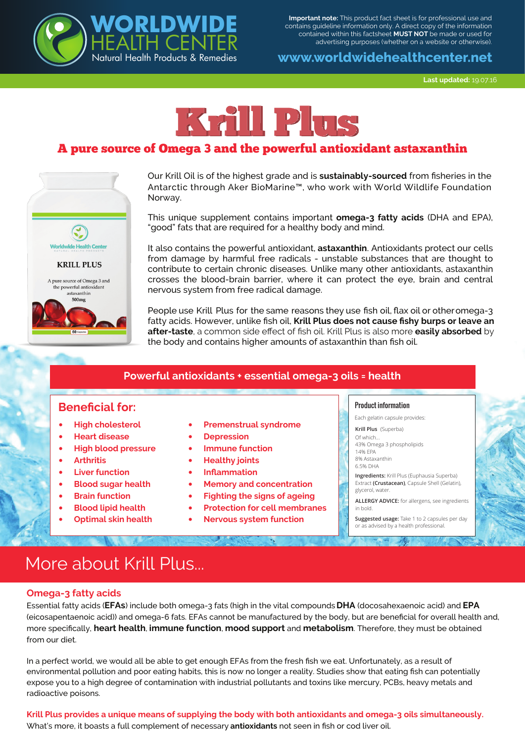**WORLDWIDE HEALTH CENTER**
Natural Health Products & Remedies

**Important note:** This product fact sheet is for professional use and contains guideline information only. A direct copy of the information contained within this factsheet **MUST NOT** be made or used for advertising purposes (whether on a website or otherwise).

**www.worldwidehealthcenter.net**

**Last updated:** 19.07.16

# Krill Plus

## A pure source of Omega 3 and the powerful antioxidant astaxanthin

Our Krill Oil is of the highest grade and is **sustainably-sourced** from fisheries in the Antarctic through Aker BioMarine™, who work with World Wildlife Foundation Norway.

This unique supplement contains important **omega-3 fatty acids** (DHA and EPA), "good" fats that are required for a healthy body and mind.

It also contains the powerful antioxidant, **astaxanthin**. Antioxidants protect our cells from damage by harmful free radicals - unstable substances that are thought to contribute to certain chronic diseases. Unlike many other antioxidants, astaxanthin crosses the blood-brain barrier, where it can protect the eye, brain and central nervous system from free radical damage.

People use Krill Plus for the same reasons they use fish oil, flax oil or other omega-3 fatty acids. However, unlike fish oil, **Krill Plus does not cause fishy burps or leave an after-taste**, a common side effect of fish oil. Krill Plus is also more **easily absorbed** by the body and contains higher amounts of astaxanthin than fish oil.

**Powerful antioxidants + essential omega-3 oils = health**

### Beneficial for:

- High cholesterol
- Heart disease
- High blood pressure
- Arthritis
- Liver function
- Blood sugar health
- Brain function
- Blood lipid health
- Optimal skin health
- Premenstrual syndrome
- Depression
- Immune function
- Healthy joints
- Inflammation
- Memory and concentration
- Fighting the signs of ageing
- Protection for cell membranes
- Nervous system function

### Product information

Each gelatin capsule provides:

**Krill Plus** (Superba)
Of which...
43% Omega 3 phospholipids
14% EPA
8% Astaxanthin
6.5% DHA

**Ingredients:** Krill Plus (Euphausia Superba) Extract **(Crustacean)**, Capsule Shell (Gelatin), glycerol, water.

**ALLERGY ADVICE:** for allergens, see ingredients in bold.

**Suggested usage:** Take 1 to 2 capsules per day or as advised by a health professional.

# More about Krill Plus...

### Omega-3 fatty acids

Essential fatty acids (**EFAs**) include both omega-3 fats (high in the vital compounds **DHA** (docosahexaenoic acid) and **EPA** (eicosapentaenoic acid)) and omega-6 fats. EFAs cannot be manufactured by the body, but are beneficial for overall health and, more specifically, **heart health**, **immune function**, **mood support** and **metabolism**. Therefore, they must be obtained from our diet.

In a perfect world, we would all be able to get enough EFAs from the fresh fish we eat. Unfortunately, as a result of environmental pollution and poor eating habits, this is now no longer a reality. Studies show that eating fish can potentially expose you to a high degree of contamination with industrial pollutants and toxins like mercury, PCBs, heavy metals and radioactive poisons.

**Krill Plus provides a unique means of supplying the body with both antioxidants and omega-3 oils simultaneously.** What's more, it boasts a full complement of necessary **antioxidants** not seen in fish or cod liver oil.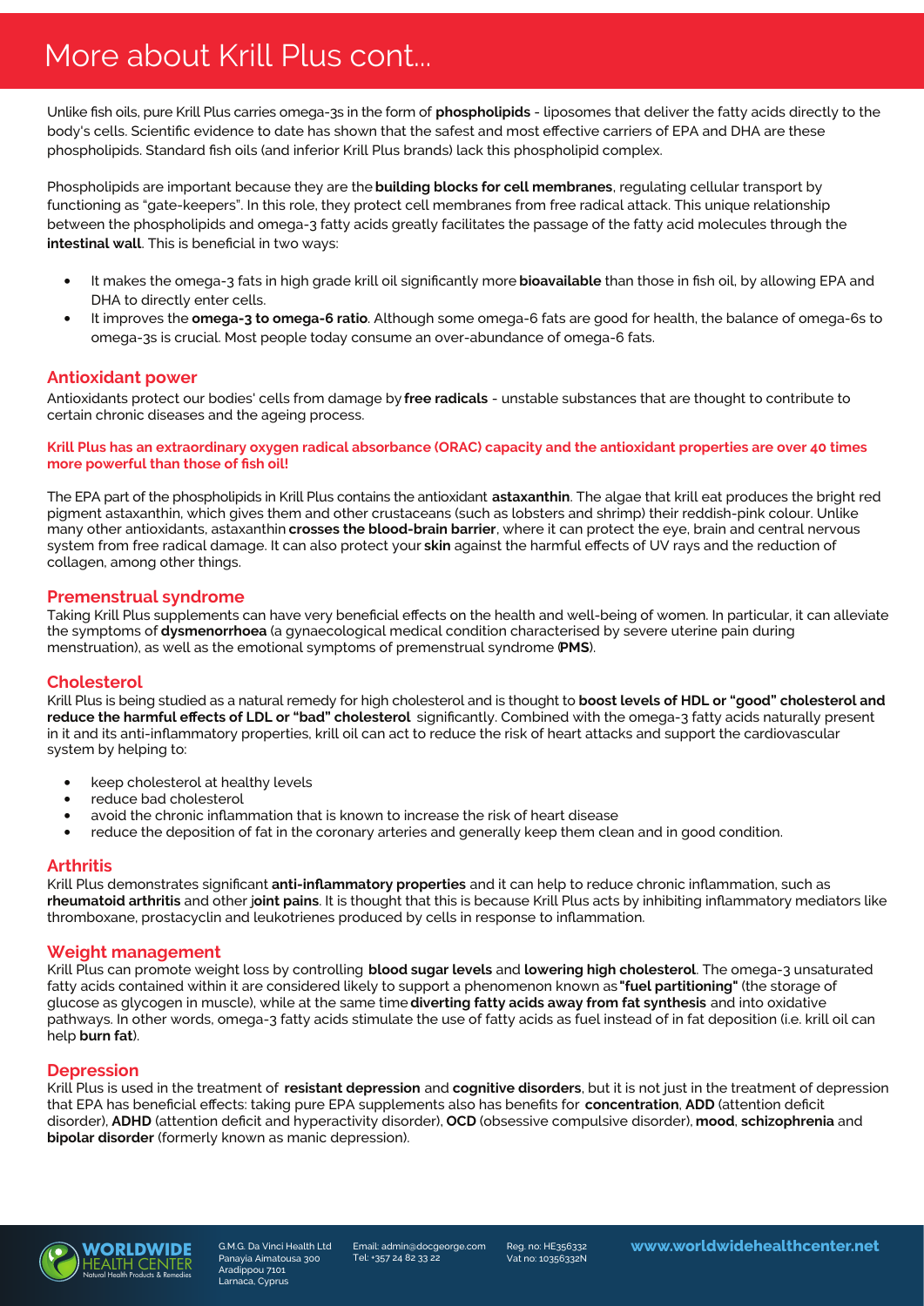# More about Krill Plus cont...

Unlike fish oils, pure Krill Plus carries omega-3s in the form of **phospholipids** - liposomes that deliver the fatty acids directly to the body's cells. Scientific evidence to date has shown that the safest and most effective carriers of EPA and DHA are these phospholipids. Standard fish oils (and inferior Krill Plus brands) lack this phospholipid complex.

Phospholipids are important because they are the **building blocks for cell membranes**, regulating cellular transport by functioning as "gate-keepers". In this role, they protect cell membranes from free radical attack. This unique relationship between the phospholipids and omega-3 fatty acids greatly facilitates the passage of the fatty acid molecules through the **intestinal wall**. This is beneficial in two ways:

- It makes the omega-3 fats in high grade krill oil significantly more **bioavailable** than those in fish oil, by allowing EPA and DHA to directly enter cells.
- It improves the **omega-3 to omega-6 ratio**. Although some omega-6 fats are good for health, the balance of omega-6s to omega-3s is crucial. Most people today consume an over-abundance of omega-6 fats.

## Antioxidant power

Antioxidants protect our bodies' cells from damage by **free radicals** - unstable substances that are thought to contribute to certain chronic diseases and the ageing process.

**Krill Plus has an extraordinary oxygen radical absorbance (ORAC) capacity and the antioxidant properties are over 40 times more powerful than those of fish oil!**

The EPA part of the phospholipids in Krill Plus contains the antioxidant **astaxanthin**. The algae that krill eat produces the bright red pigment astaxanthin, which gives them and other crustaceans (such as lobsters and shrimp) their reddish-pink colour. Unlike many other antioxidants, astaxanthin **crosses the blood-brain barrier**, where it can protect the eye, brain and central nervous system from free radical damage. It can also protect your **skin** against the harmful effects of UV rays and the reduction of collagen, among other things.

## Premenstrual syndrome

Taking Krill Plus supplements can have very beneficial effects on the health and well-being of women. In particular, it can alleviate the symptoms of **dysmenorrhoea** (a gynaecological medical condition characterised by severe uterine pain during menstruation), as well as the emotional symptoms of premenstrual syndrome (**PMS**).

## Cholesterol

Krill Plus is being studied as a natural remedy for high cholesterol and is thought to **boost levels of HDL or "good" cholesterol and reduce the harmful effects of LDL or "bad" cholesterol** significantly. Combined with the omega-3 fatty acids naturally present in it and its anti-inflammatory properties, krill oil can act to reduce the risk of heart attacks and support the cardiovascular system by helping to:

- keep cholesterol at healthy levels
- reduce bad cholesterol
- avoid the chronic inflammation that is known to increase the risk of heart disease
- reduce the deposition of fat in the coronary arteries and generally keep them clean and in good condition.

## Arthritis

Krill Plus demonstrates significant **anti-inflammatory properties** and it can help to reduce chronic inflammation, such as **rheumatoid arthritis** and other **joint pains**. It is thought that this is because Krill Plus acts by inhibiting inflammatory mediators like thromboxane, prostacyclin and leukotrienes produced by cells in response to inflammation.

## Weight management

Krill Plus can promote weight loss by controlling **blood sugar levels** and **lowering high cholesterol**. The omega-3 unsaturated fatty acids contained within it are considered likely to support a phenomenon known as **"fuel partitioning"** (the storage of glucose as glycogen in muscle), while at the same time **diverting fatty acids away from fat synthesis** and into oxidative pathways. In other words, omega-3 fatty acids stimulate the use of fatty acids as fuel instead of in fat deposition (i.e. krill oil can help **burn fat**).

## Depression

Krill Plus is used in the treatment of **resistant depression** and **cognitive disorders**, but it is not just in the treatment of depression that EPA has beneficial effects: taking pure EPA supplements also has benefits for **concentration**, **ADD** (attention deficit disorder), **ADHD** (attention deficit and hyperactivity disorder), **OCD** (obsessive compulsive disorder), **mood**, **schizophrenia** and **bipolar disorder** (formerly known as manic depression).

WORLDWIDE HEALTH CENTER
Natural Health Products & Remedies

G.M.G. Da Vinci Health Ltd
Panayia Aimatousa 300
Aradippou 7101
Larnaca, Cyprus

Email: admin@docgeorge.com
Tel: +357 24 82 33 22

Reg. no: HE356332
Vat no: 10356332N

www.worldwidehealthcenter.net